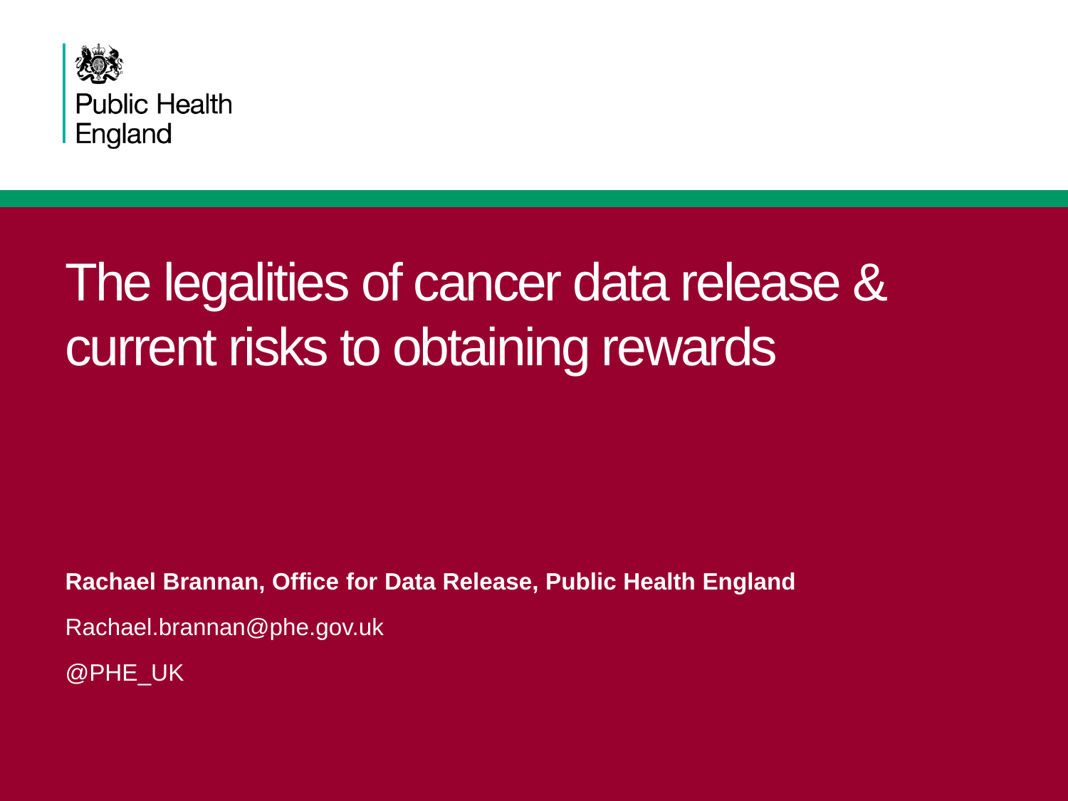Public Health England

# The legalities of cancer data release & current risks to obtaining rewards

**Rachael Brannan, Office for Data Release, Public Health England**

Rachael.brannan@phe.gov.uk

@PHE_UK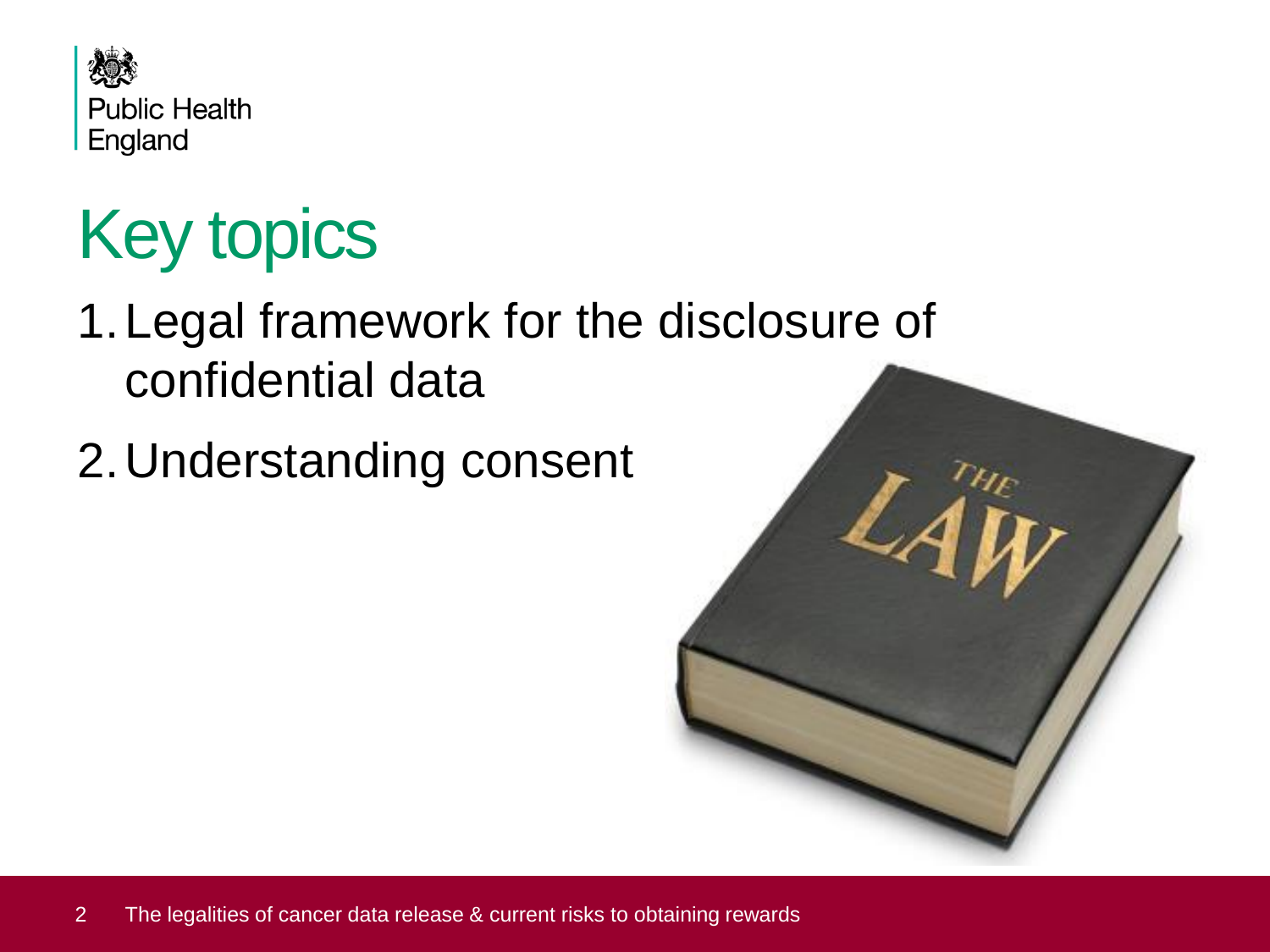# Key topics

1. Legal framework for the disclosure of confidential data
2. Understanding consent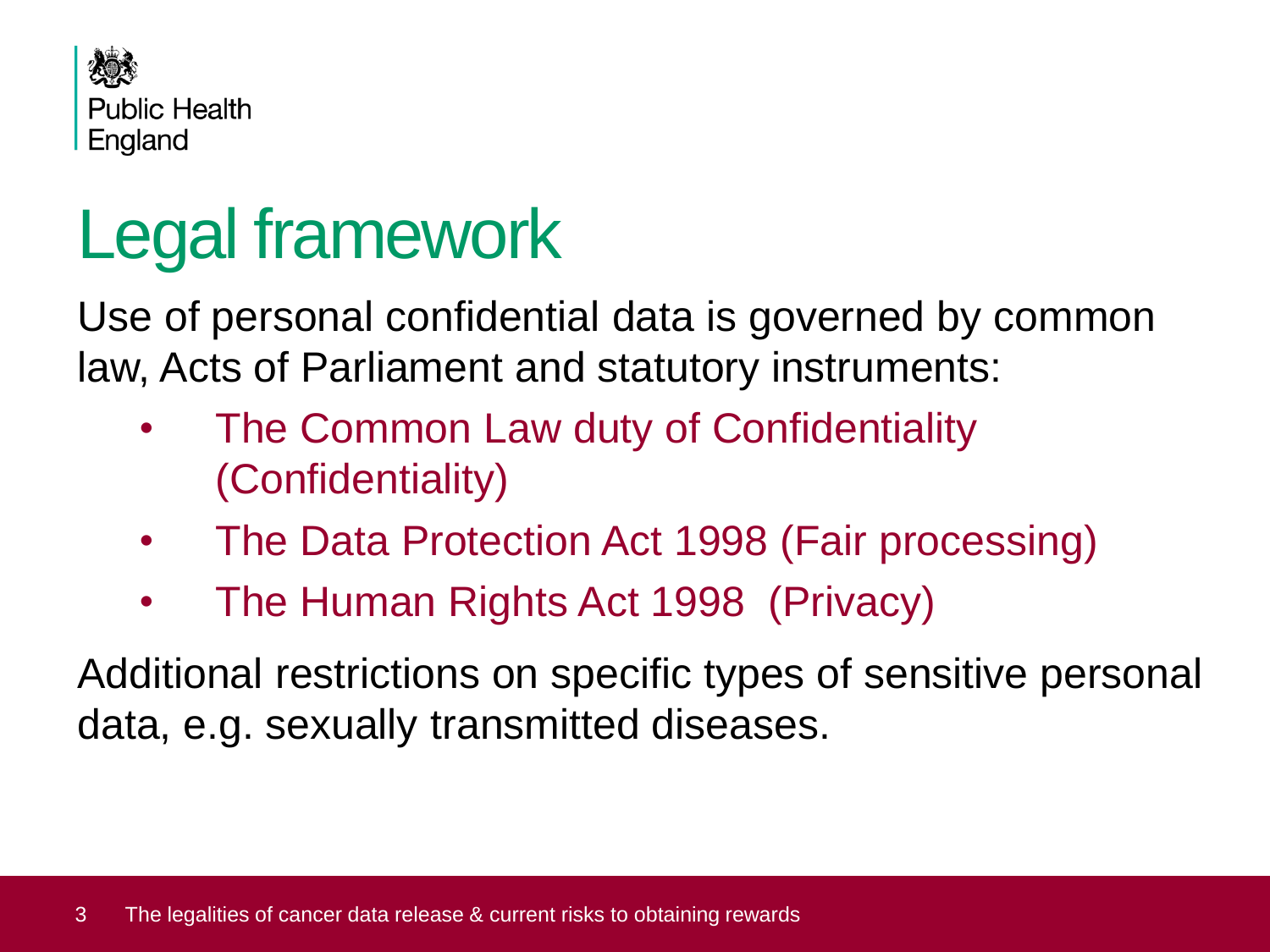# Legal framework

Use of personal confidential data is governed by common law, Acts of Parliament and statutory instruments:

- The Common Law duty of Confidentiality (Confidentiality)
- The Data Protection Act 1998 (Fair processing)
- The Human Rights Act 1998 (Privacy)

Additional restrictions on specific types of sensitive personal data, e.g. sexually transmitted diseases.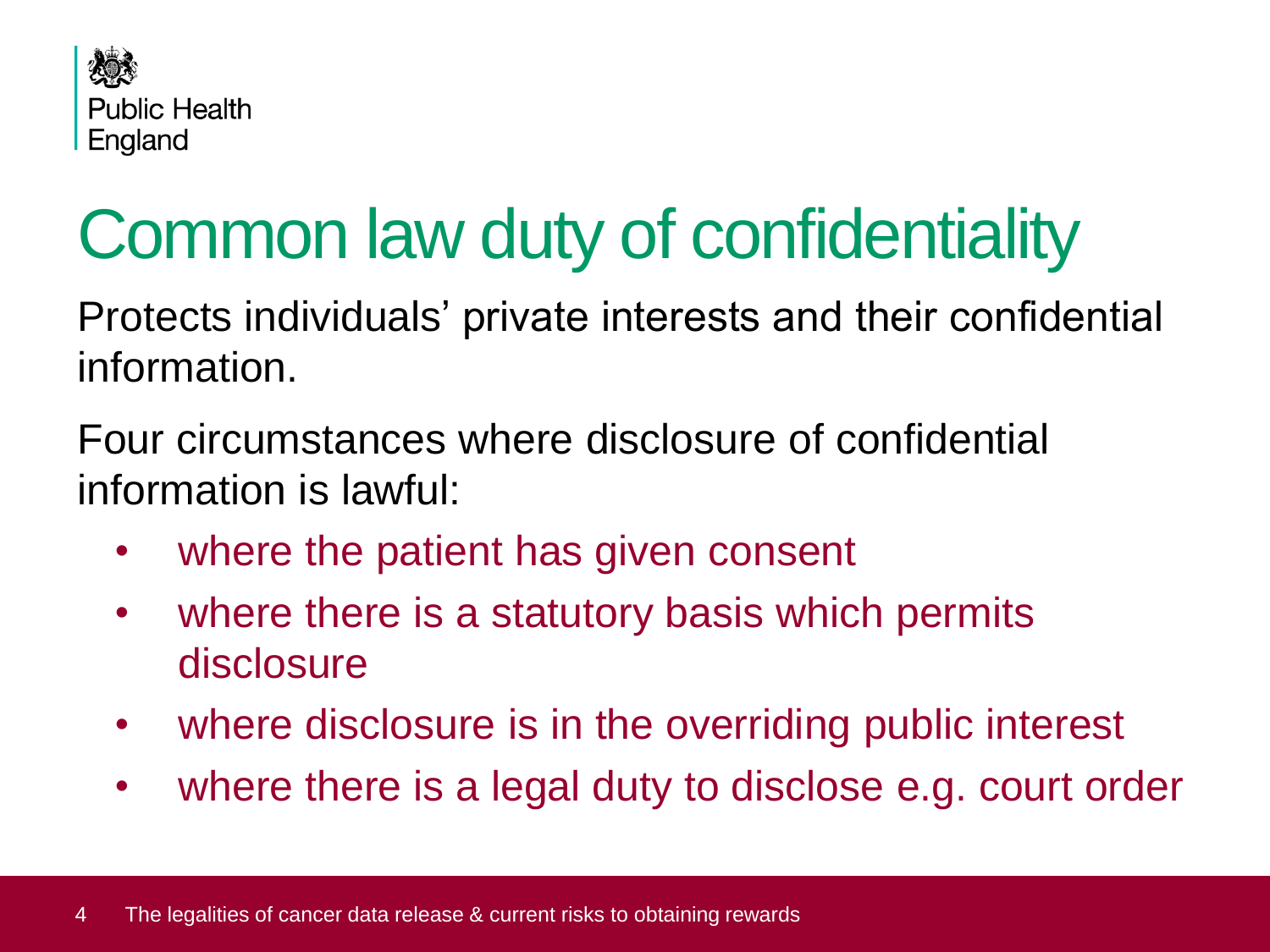# Common law duty of confidentiality

Protects individuals' private interests and their confidential information.

Four circumstances where disclosure of confidential information is lawful:

- where the patient has given consent
- where there is a statutory basis which permits disclosure
- where disclosure is in the overriding public interest
- where there is a legal duty to disclose e.g. court order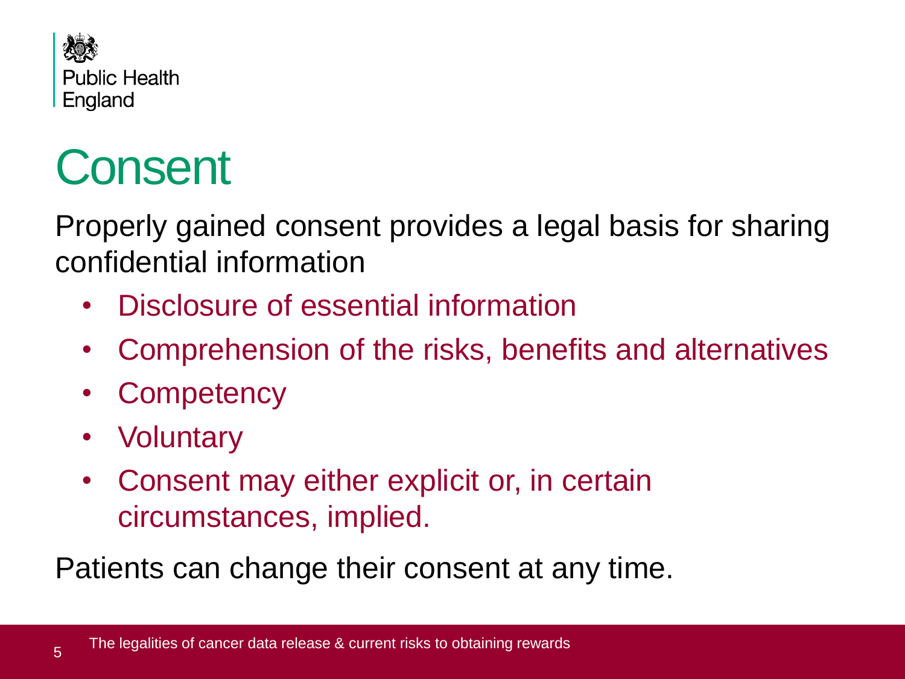# Consent

Properly gained consent provides a legal basis for sharing confidential information

- Disclosure of essential information
- Comprehension of the risks, benefits and alternatives
- Competency
- Voluntary
- Consent may either explicit or, in certain circumstances, implied.

Patients can change their consent at any time.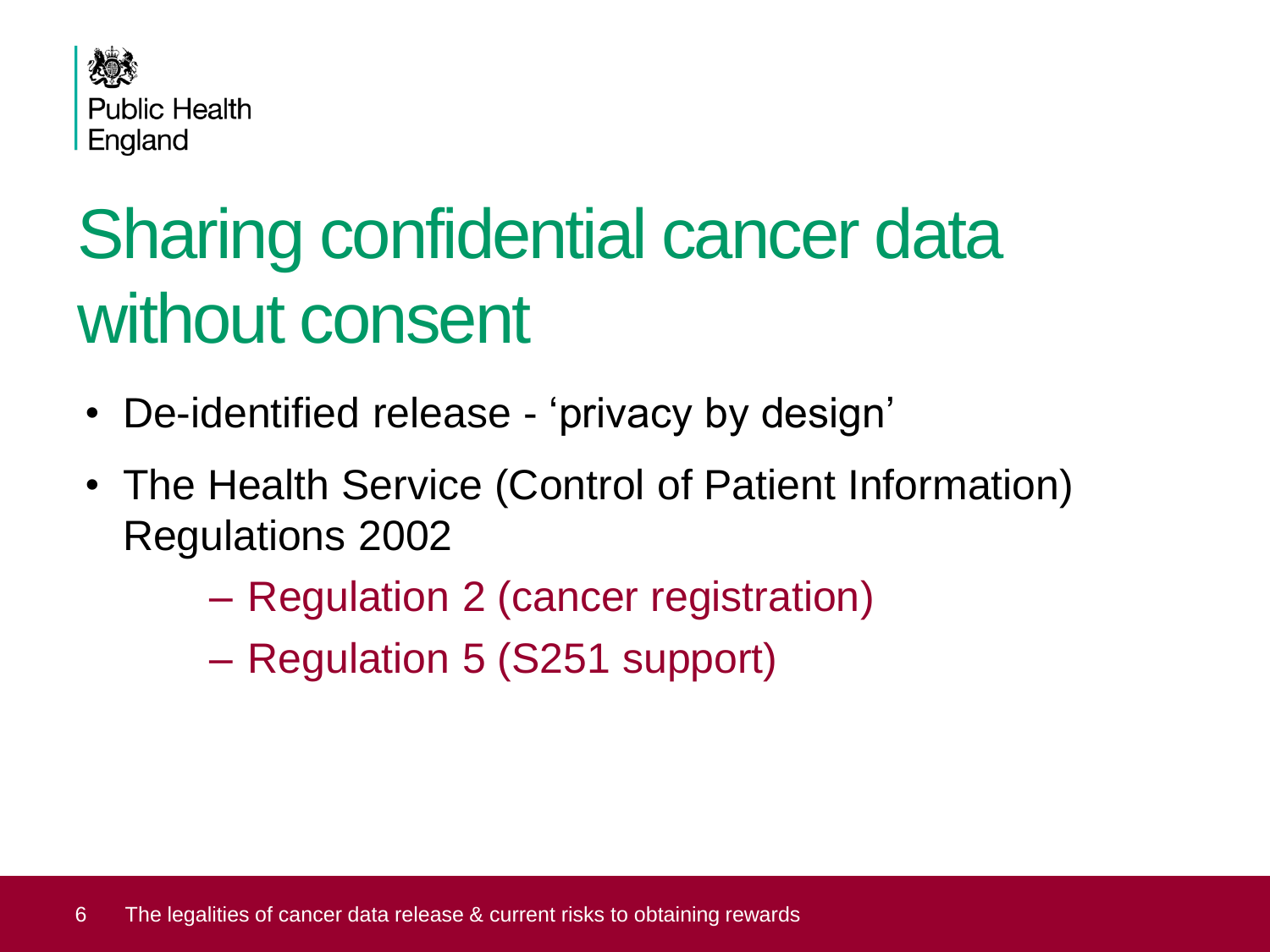# Sharing confidential cancer data without consent

- De-identified release - 'privacy by design'
- The Health Service (Control of Patient Information) Regulations 2002
  - Regulation 2 (cancer registration)
  - Regulation 5 (S251 support)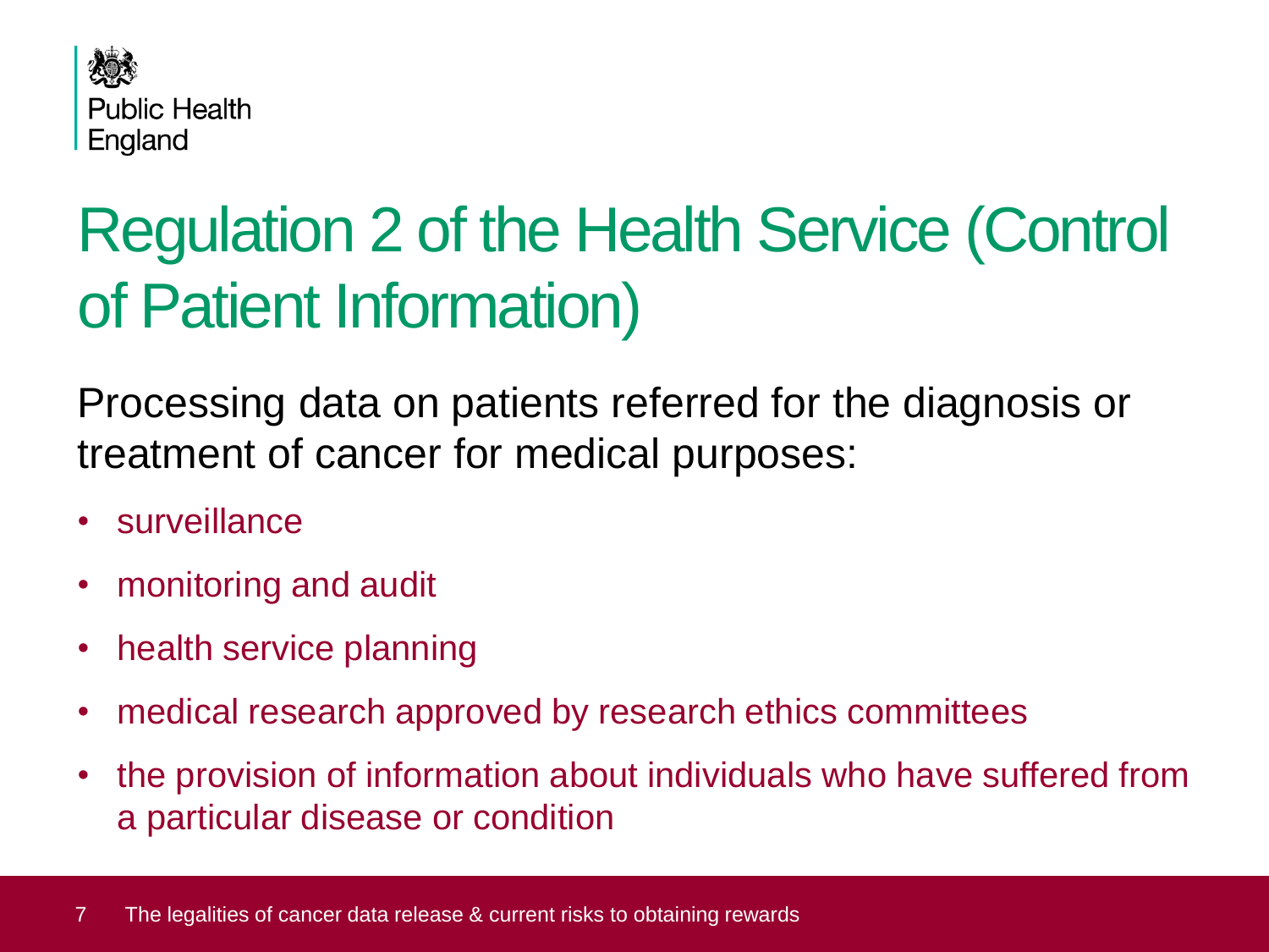# Regulation 2 of the Health Service (Control of Patient Information)

Processing data on patients referred for the diagnosis or treatment of cancer for medical purposes:

- surveillance
- monitoring and audit
- health service planning
- medical research approved by research ethics committees
- the provision of information about individuals who have suffered from a particular disease or condition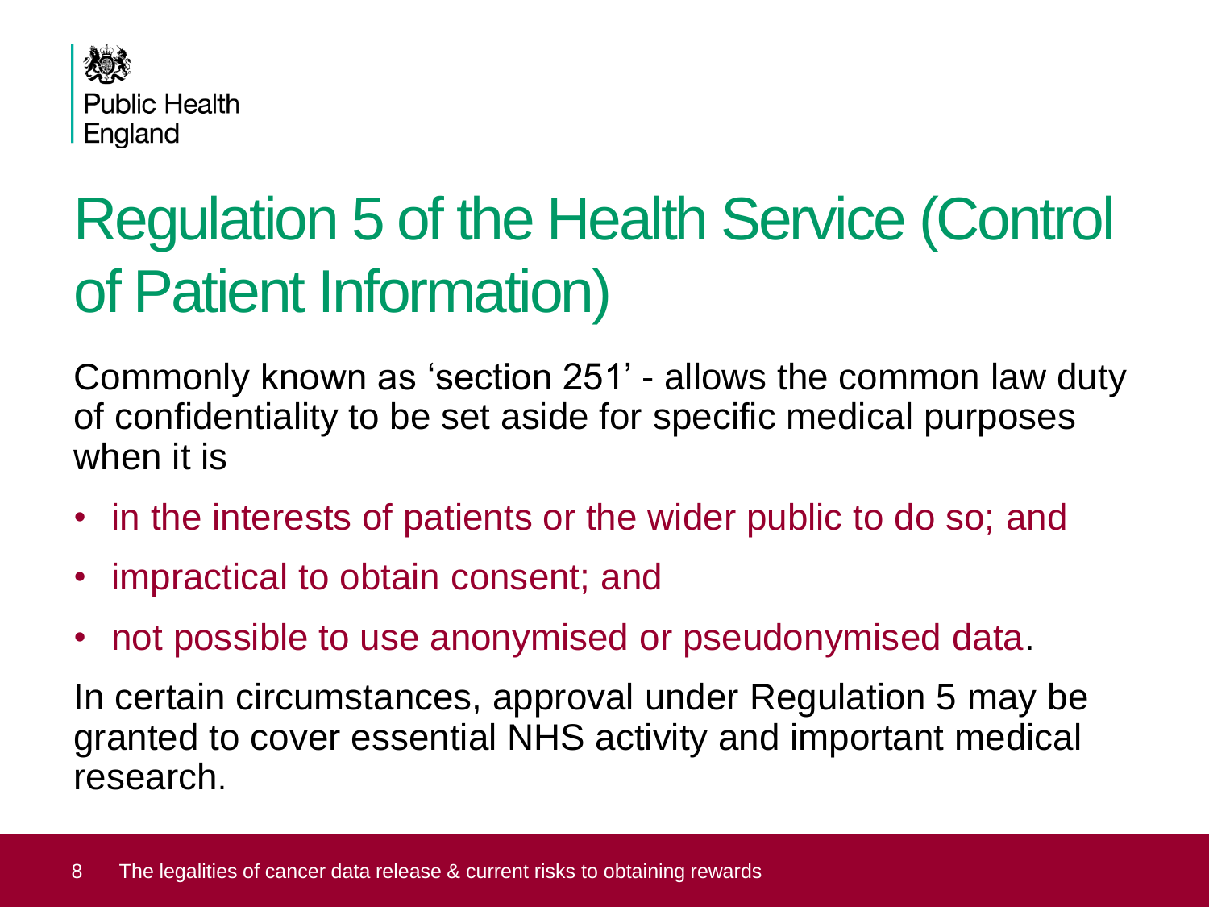# Regulation 5 of the Health Service (Control of Patient Information)

Commonly known as 'section 251' - allows the common law duty of confidentiality to be set aside for specific medical purposes when it is

- in the interests of patients or the wider public to do so; and
- impractical to obtain consent; and
- not possible to use anonymised or pseudonymised data.

In certain circumstances, approval under Regulation 5 may be granted to cover essential NHS activity and important medical research.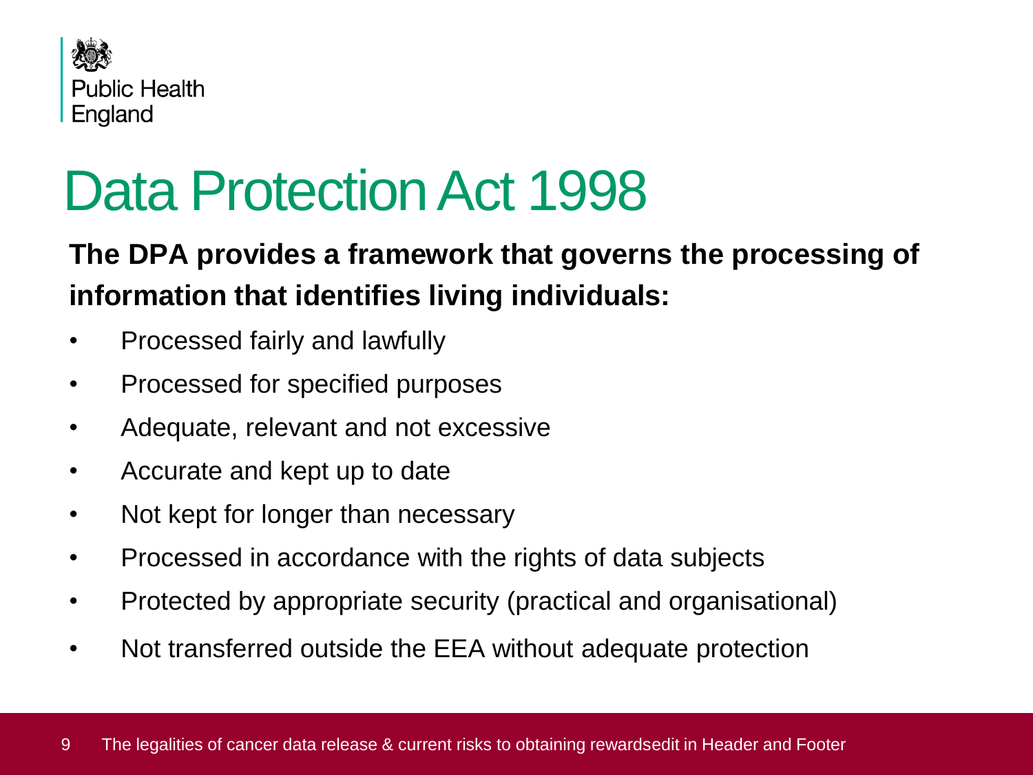# Data Protection Act 1998

**The DPA provides a framework that governs the processing of information that identifies living individuals:**

- Processed fairly and lawfully
- Processed for specified purposes
- Adequate, relevant and not excessive
- Accurate and kept up to date
- Not kept for longer than necessary
- Processed in accordance with the rights of data subjects
- Protected by appropriate security (practical and organisational)
- Not transferred outside the EEA without adequate protection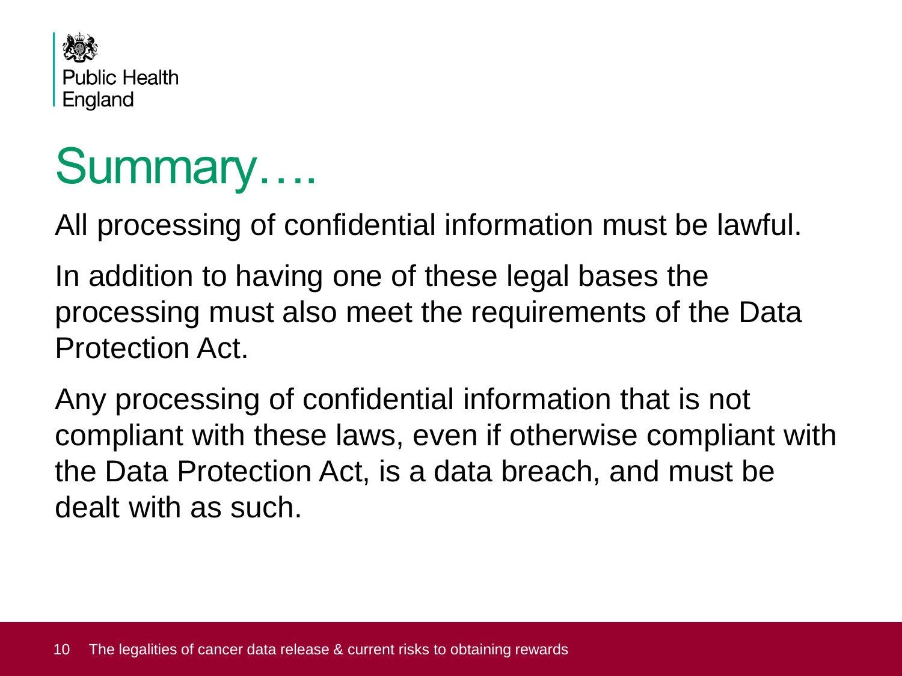# Summary….

All processing of confidential information must be lawful.

In addition to having one of these legal bases the processing must also meet the requirements of the Data Protection Act.

Any processing of confidential information that is not compliant with these laws, even if otherwise compliant with the Data Protection Act, is a data breach, and must be dealt with as such.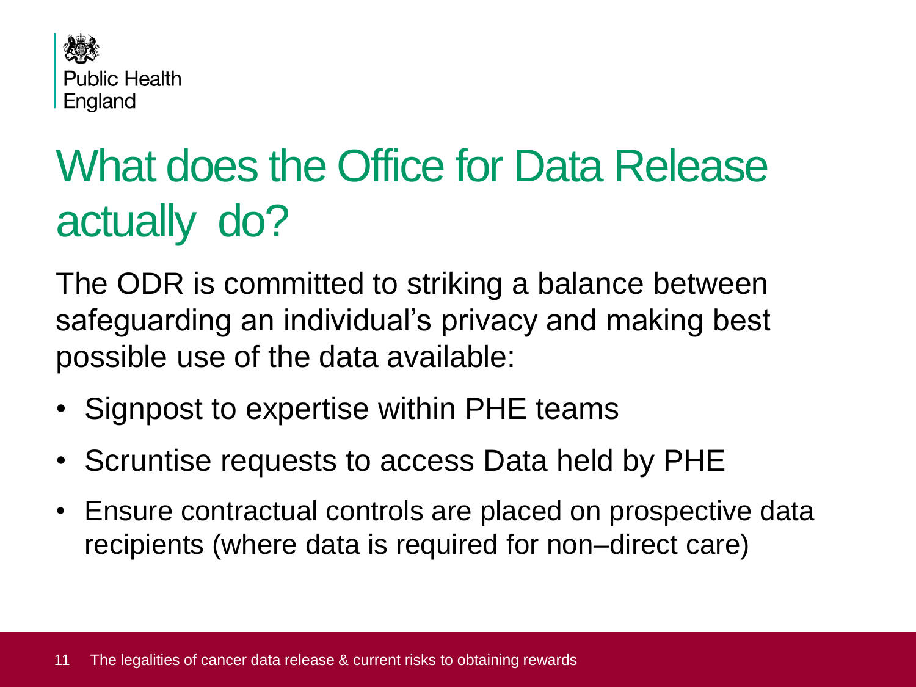# What does the Office for Data Release actually do?

The ODR is committed to striking a balance between safeguarding an individual's privacy and making best possible use of the data available:

- Signpost to expertise within PHE teams
- Scruntise requests to access Data held by PHE
- Ensure contractual controls are placed on prospective data recipients (where data is required for non–direct care)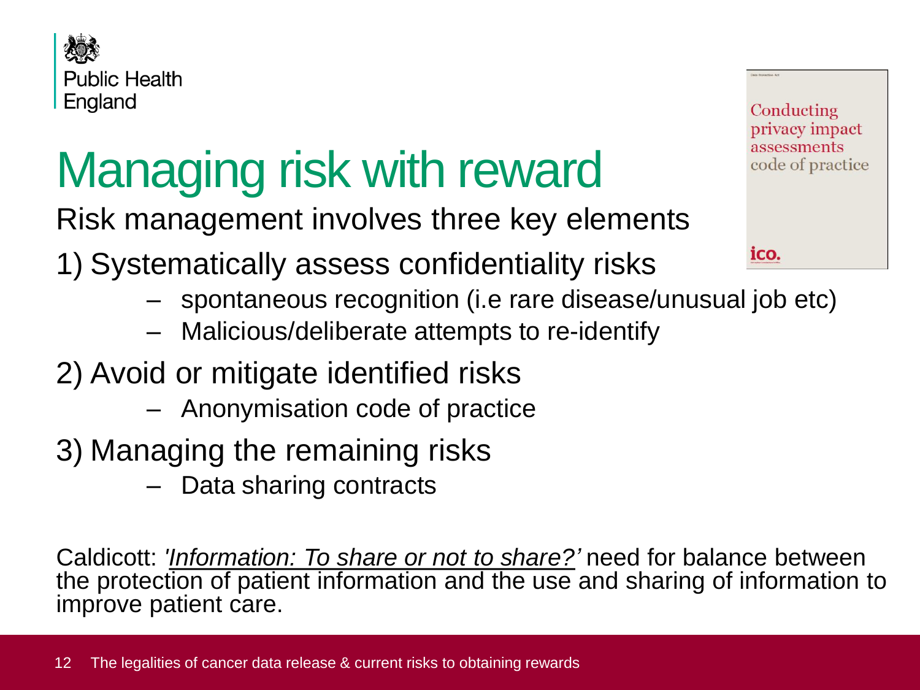# Managing risk with reward

Risk management involves three key elements

1) Systematically assess confidentiality risks

- spontaneous recognition (i.e rare disease/unusual job etc)
- Malicious/deliberate attempts to re-identify

2) Avoid or mitigate identified risks

- Anonymisation code of practice

3) Managing the remaining risks

- Data sharing contracts

Conducting privacy impact assessments code of practice

ico.

Caldicott: '*Information: To share or not to share?'* need for balance between the protection of patient information and the use and sharing of information to improve patient care.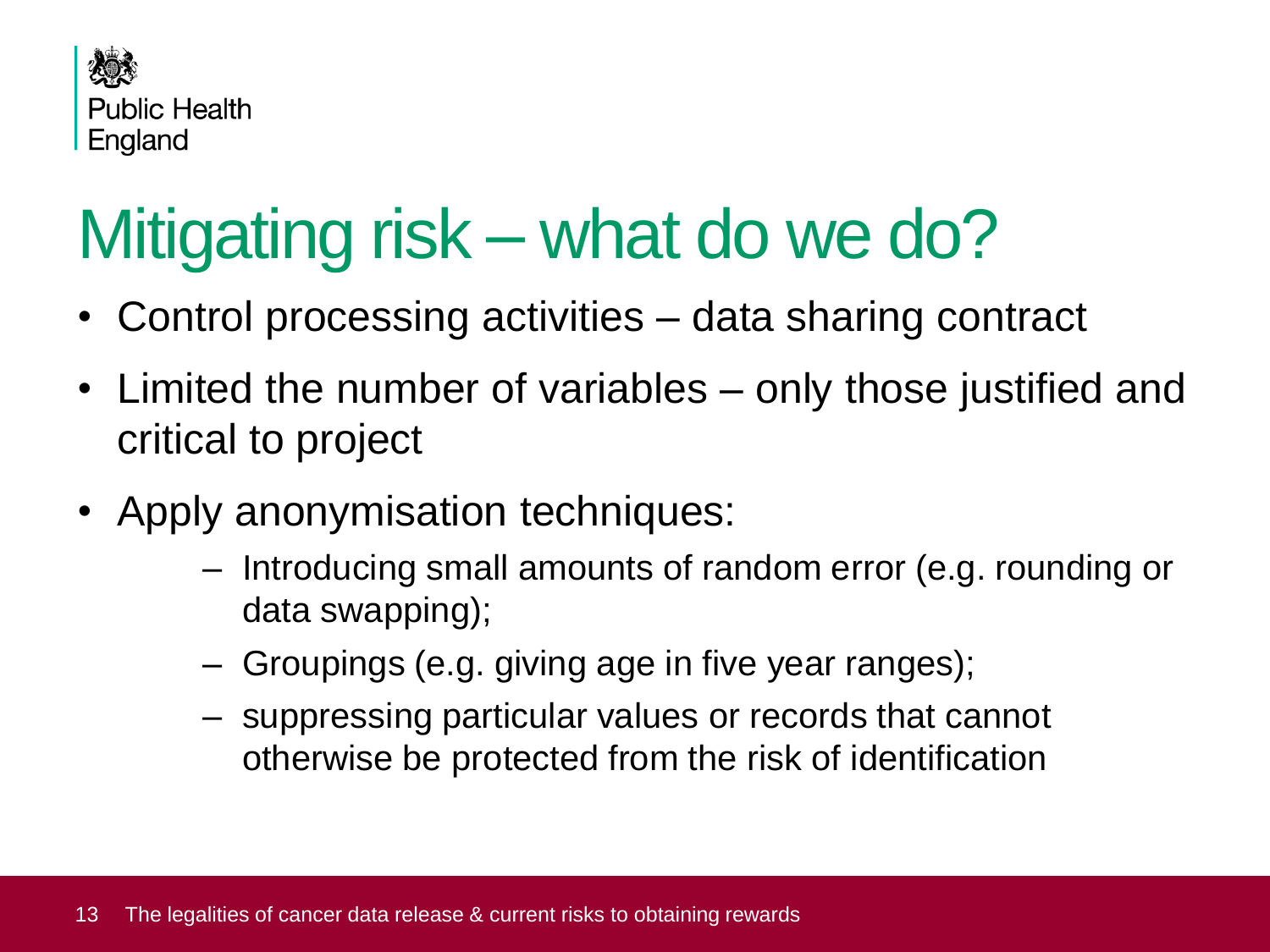# Mitigating risk – what do we do?

- Control processing activities – data sharing contract
- Limited the number of variables – only those justified and critical to project
- Apply anonymisation techniques:
  - Introducing small amounts of random error (e.g. rounding or data swapping);
  - Groupings (e.g. giving age in five year ranges);
  - suppressing particular values or records that cannot otherwise be protected from the risk of identification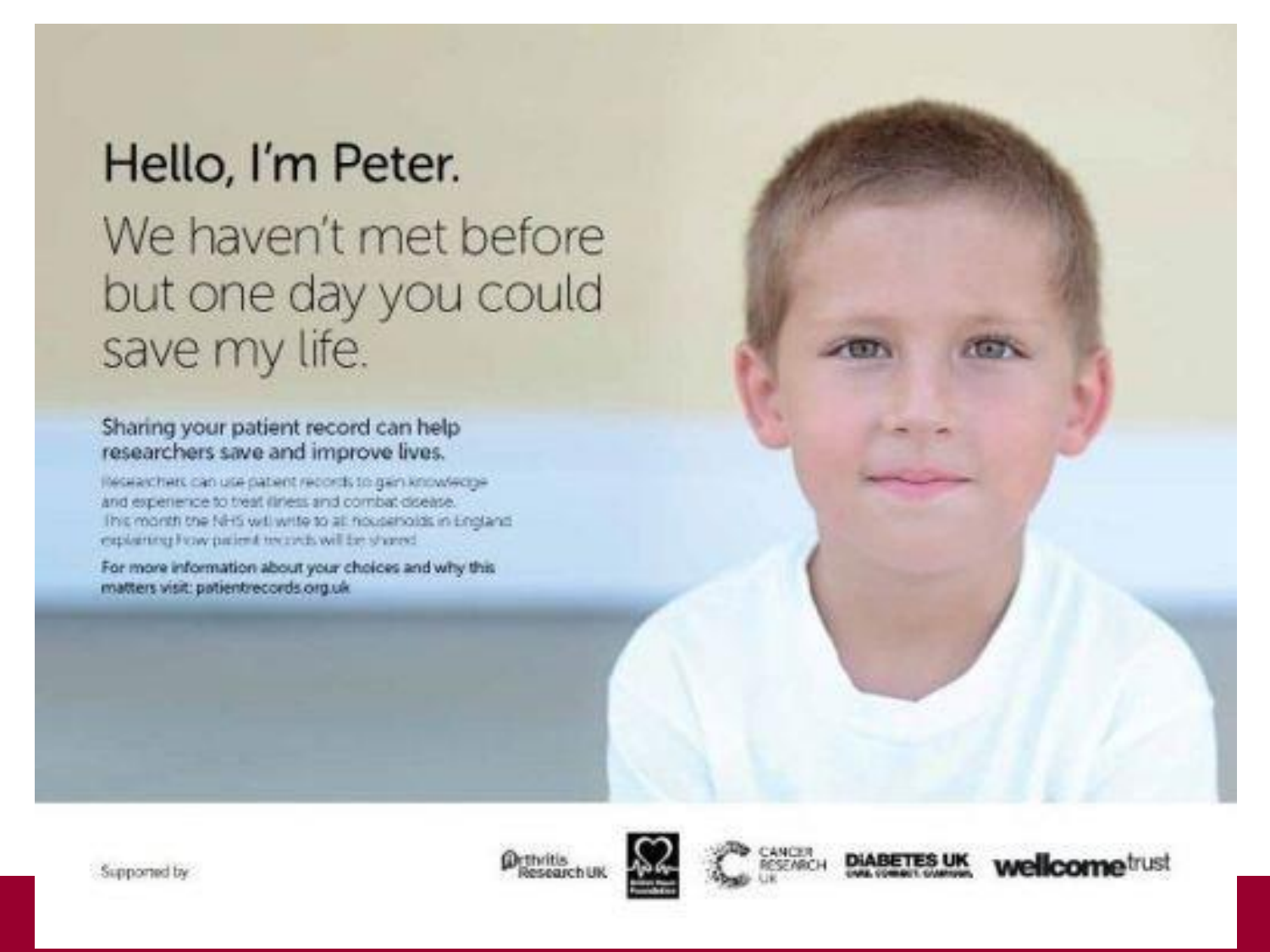# Hello, I'm Peter.

## We haven't met before but one day you could save my life.

**Sharing your patient record can help researchers save and improve lives.**

Researchers can use patient records to gain knowledge and experience to treat illness and combat disease. This month the NHS will write to all households in England explaining how patient records will be shared.

**For more information about your choices and why this matters visit: patientrecords.org.uk**

Supported by

Arthritis Research UK | British Heart Foundation | Cancer Research UK | Diabetes UK | wellcome trust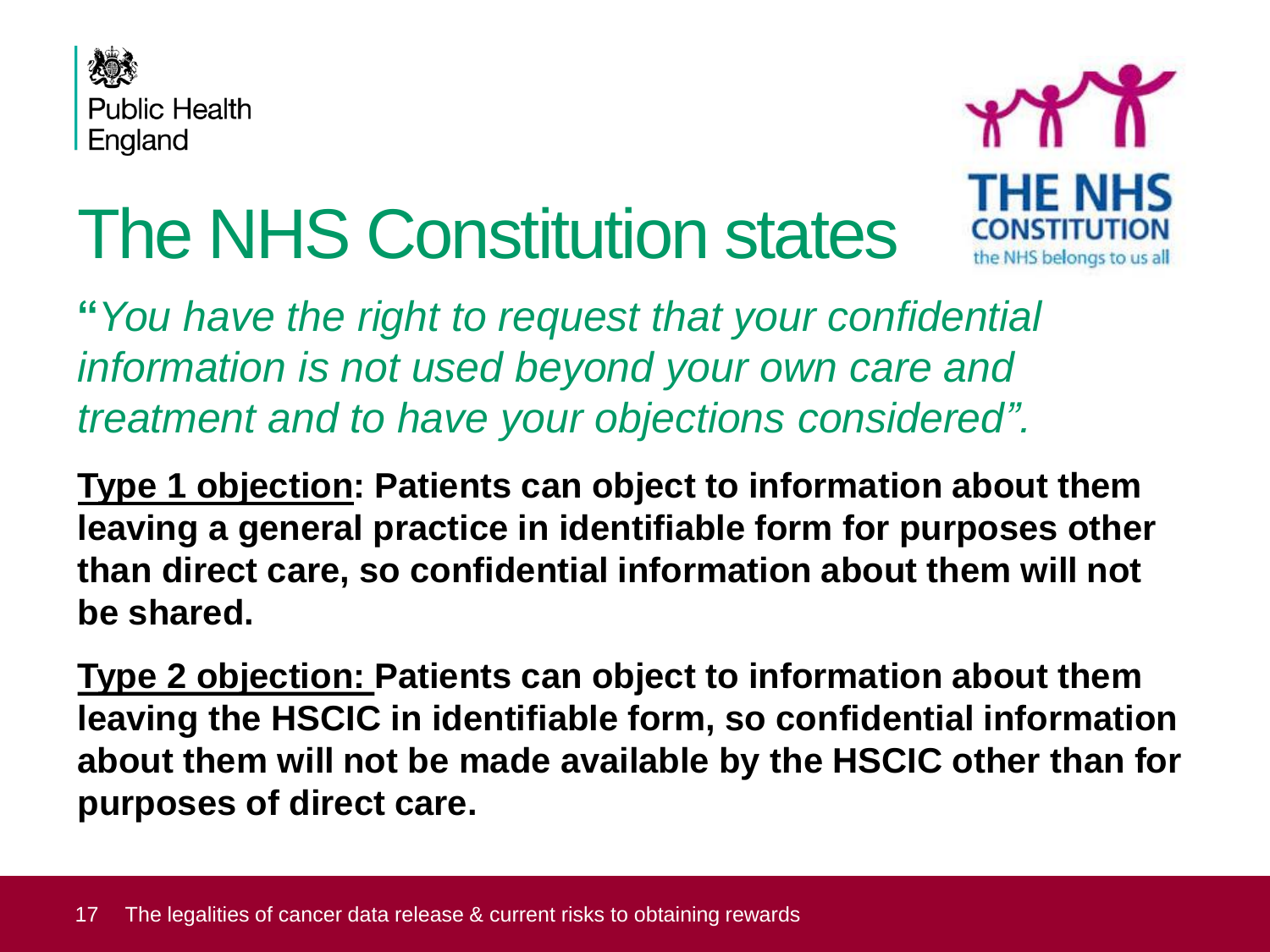# The NHS Constitution states

"*You have the right to request that your confidential information is not used beyond your own care and treatment and to have your objections considered".*

**Type 1 objection: Patients can object to information about them leaving a general practice in identifiable form for purposes other than direct care, so confidential information about them will not be shared.**

**Type 2 objection: Patients can object to information about them leaving the HSCIC in identifiable form, so confidential information about them will not be made available by the HSCIC other than for purposes of direct care.**